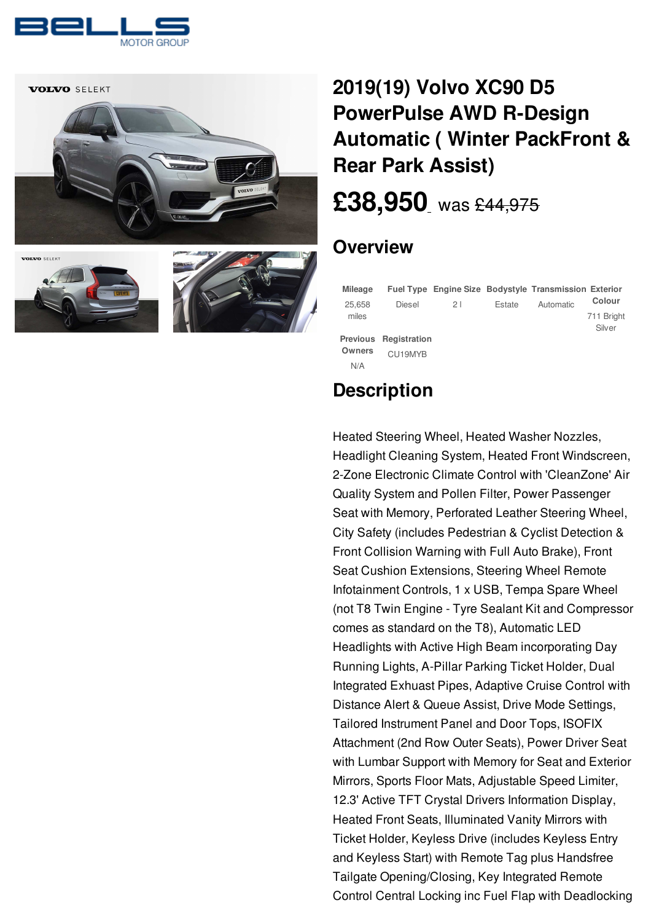# 2019(19) Volvo XC90 D5 PowerPulse AWD R-Design Automatic ( Winter PackFront & Rear Park Assist)

**£38,950** was ~~£44,975~~

## Overview

| Mileage | Fuel Type | Engine Size | Bodystyle | Transmission | Exterior Colour |
|---|---|---|---|---|---|
| 25,658 miles | Diesel | 2 l | Estate | Automatic | 711 Bright Silver |

| Previous Owners | Registration |
|---|---|
| N/A | CU19MYB |

## Description

Heated Steering Wheel, Heated Washer Nozzles, Headlight Cleaning System, Heated Front Windscreen, 2-Zone Electronic Climate Control with 'CleanZone' Air Quality System and Pollen Filter, Power Passenger Seat with Memory, Perforated Leather Steering Wheel, City Safety (includes Pedestrian & Cyclist Detection & Front Collision Warning with Full Auto Brake), Front Seat Cushion Extensions, Steering Wheel Remote Infotainment Controls, 1 x USB, Tempa Spare Wheel (not T8 Twin Engine - Tyre Sealant Kit and Compressor comes as standard on the T8), Automatic LED Headlights with Active High Beam incorporating Day Running Lights, A-Pillar Parking Ticket Holder, Dual Integrated Exhuast Pipes, Adaptive Cruise Control with Distance Alert & Queue Assist, Drive Mode Settings, Tailored Instrument Panel and Door Tops, ISOFIX Attachment (2nd Row Outer Seats), Power Driver Seat with Lumbar Support with Memory for Seat and Exterior Mirrors, Sports Floor Mats, Adjustable Speed Limiter, 12.3' Active TFT Crystal Drivers Information Display, Heated Front Seats, Illuminated Vanity Mirrors with Ticket Holder, Keyless Drive (includes Keyless Entry and Keyless Start) with Remote Tag plus Handsfree Tailgate Opening/Closing, Key Integrated Remote Control Central Locking inc Fuel Flap with Deadlocking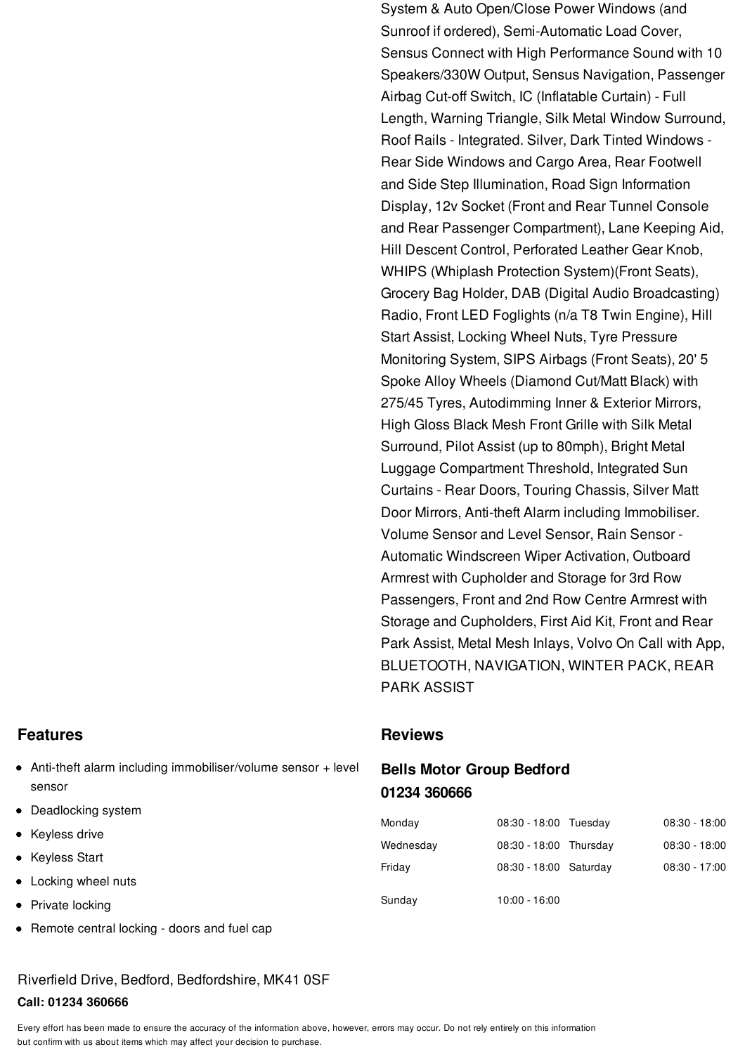System & Auto Open/Close Power Windows (and Sunroof if ordered), Semi-Automatic Load Cover, Sensus Connect with High Performance Sound with 10 Speakers/330W Output, Sensus Navigation, Passenger Airbag Cut-off Switch, IC (Inflatable Curtain) - Full Length, Warning Triangle, Silk Metal Window Surround, Roof Rails - Integrated. Silver, Dark Tinted Windows - Rear Side Windows and Cargo Area, Rear Footwell and Side Step Illumination, Road Sign Information Display, 12v Socket (Front and Rear Tunnel Console and Rear Passenger Compartment), Lane Keeping Aid, Hill Descent Control, Perforated Leather Gear Knob, WHIPS (Whiplash Protection System)(Front Seats), Grocery Bag Holder, DAB (Digital Audio Broadcasting) Radio, Front LED Foglights (n/a T8 Twin Engine), Hill Start Assist, Locking Wheel Nuts, Tyre Pressure Monitoring System, SIPS Airbags (Front Seats), 20' 5 Spoke Alloy Wheels (Diamond Cut/Matt Black) with 275/45 Tyres, Autodimming Inner & Exterior Mirrors, High Gloss Black Mesh Front Grille with Silk Metal Surround, Pilot Assist (up to 80mph), Bright Metal Luggage Compartment Threshold, Integrated Sun Curtains - Rear Doors, Touring Chassis, Silver Matt Door Mirrors, Anti-theft Alarm including Immobiliser. Volume Sensor and Level Sensor, Rain Sensor - Automatic Windscreen Wiper Activation, Outboard Armrest with Cupholder and Storage for 3rd Row Passengers, Front and 2nd Row Centre Armrest with Storage and Cupholders, First Aid Kit, Front and Rear Park Assist, Metal Mesh Inlays, Volvo On Call with App, BLUETOOTH, NAVIGATION, WINTER PACK, REAR PARK ASSIST

## Features

- Anti-theft alarm including immobiliser/volume sensor + level sensor
- Deadlocking system
- Keyless drive
- Keyless Start
- Locking wheel nuts
- Private locking
- Remote central locking - doors and fuel cap

## Reviews

### Bells Motor Group Bedford
### 01234 360666

| Monday | 08:30 - 18:00 | Tuesday | 08:30 - 18:00 |
|---|---|---|---|
| Wednesday | 08:30 - 18:00 | Thursday | 08:30 - 18:00 |
| Friday | 08:30 - 18:00 | Saturday | 08:30 - 17:00 |
| Sunday | 10:00 - 16:00 | | |

Riverfield Drive, Bedford, Bedfordshire, MK41 0SF

**Call: 01234 360666**

Every effort has been made to ensure the accuracy of the information above, however, errors may occur. Do not rely entirely on this information but confirm with us about items which may affect your decision to purchase.